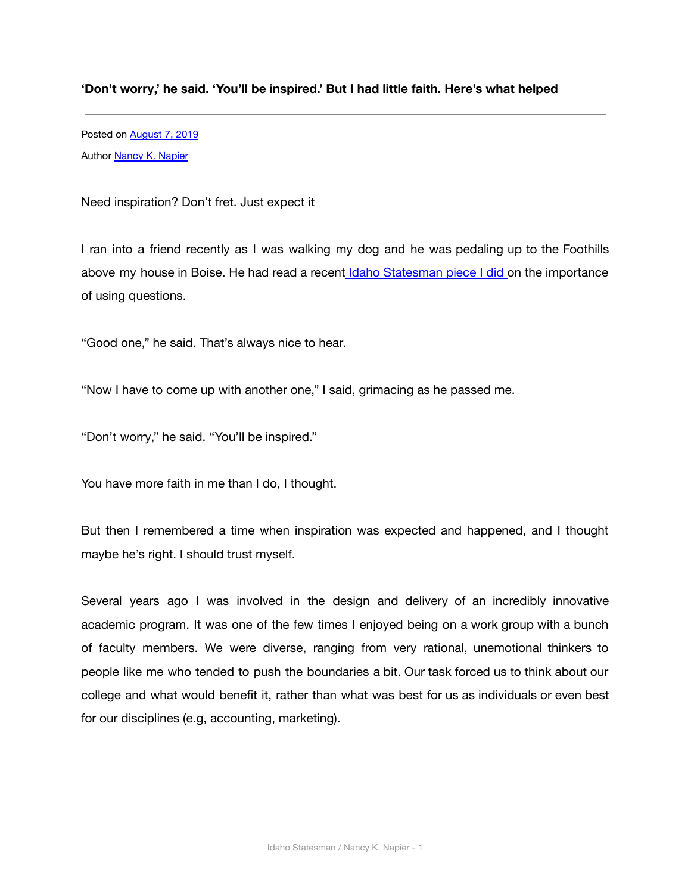**'Don't worry,' he said. 'You'll be inspired.' But I had little faith. Here's what helped**

---

Posted on August 7, 2019

Author Nancy K. Napier

Need inspiration? Don't fret. Just expect it

I ran into a friend recently as I was walking my dog and he was pedaling up to the Foothills above my house in Boise. He had read a recent Idaho Statesman piece I did on the importance of using questions.

"Good one," he said. That's always nice to hear.

"Now I have to come up with another one," I said, grimacing as he passed me.

"Don't worry," he said. "You'll be inspired."

You have more faith in me than I do, I thought.

But then I remembered a time when inspiration was expected and happened, and I thought maybe he's right. I should trust myself.

Several years ago I was involved in the design and delivery of an incredibly innovative academic program. It was one of the few times I enjoyed being on a work group with a bunch of faculty members. We were diverse, ranging from very rational, unemotional thinkers to people like me who tended to push the boundaries a bit. Our task forced us to think about our college and what would benefit it, rather than what was best for us as individuals or even best for our disciplines (e.g, accounting, marketing).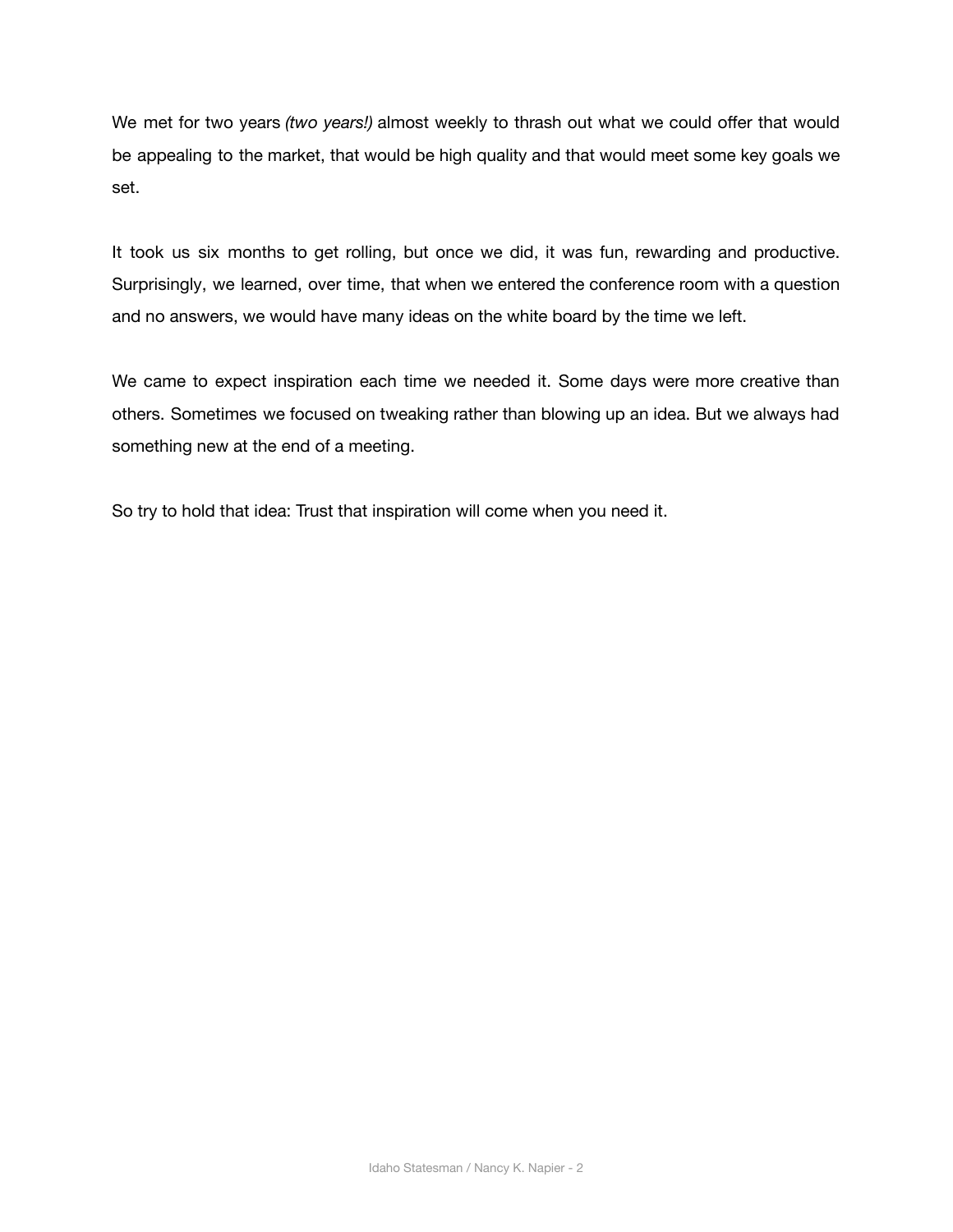We met for two years *(two years!)* almost weekly to thrash out what we could offer that would be appealing to the market, that would be high quality and that would meet some key goals we set.

It took us six months to get rolling, but once we did, it was fun, rewarding and productive. Surprisingly, we learned, over time, that when we entered the conference room with a question and no answers, we would have many ideas on the white board by the time we left.

We came to expect inspiration each time we needed it. Some days were more creative than others. Sometimes we focused on tweaking rather than blowing up an idea. But we always had something new at the end of a meeting.

So try to hold that idea: Trust that inspiration will come when you need it.